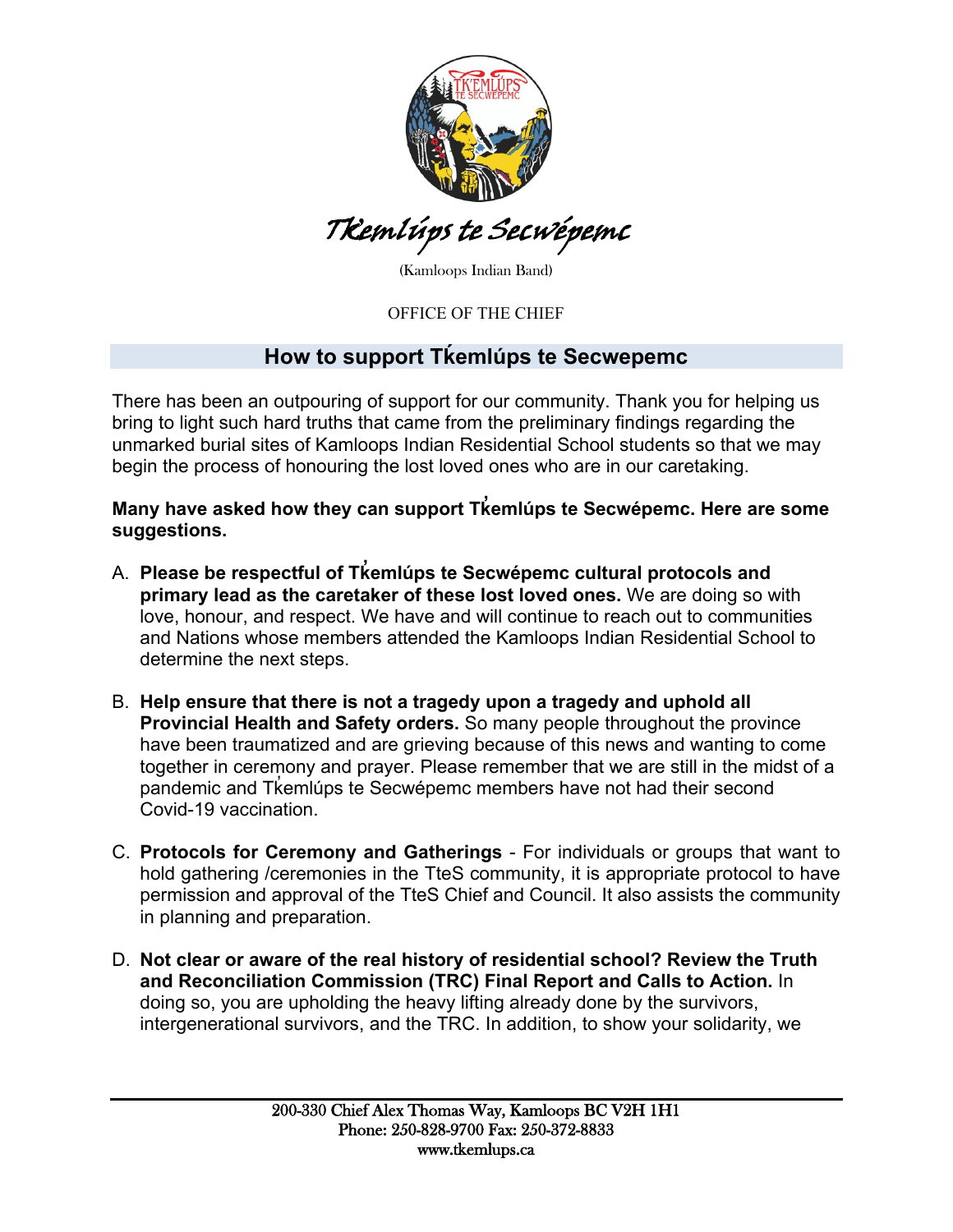Tk̓emlúps te Secwépemc

(Kamloops Indian Band)

OFFICE OF THE CHIEF

## How to support Tk̓emlúps te Secwepemc

There has been an outpouring of support for our community. Thank you for helping us bring to light such hard truths that came from the preliminary findings regarding the unmarked burial sites of Kamloops Indian Residential School students so that we may begin the process of honouring the lost loved ones who are in our caretaking.

**Many have asked how they can support Tk̓emlúps te Secwépemc. Here are some suggestions.**

A. **Please be respectful of Tk̓emlúps te Secwépemc cultural protocols and primary lead as the caretaker of these lost loved ones.** We are doing so with love, honour, and respect. We have and will continue to reach out to communities and Nations whose members attended the Kamloops Indian Residential School to determine the next steps.

B. **Help ensure that there is not a tragedy upon a tragedy and uphold all Provincial Health and Safety orders.** So many people throughout the province have been traumatized and are grieving because of this news and wanting to come together in ceremony and prayer. Please remember that we are still in the midst of a pandemic and Tk̓emlúps te Secwépemc members have not had their second Covid-19 vaccination.

C. **Protocols for Ceremony and Gatherings** - For individuals or groups that want to hold gathering /ceremonies in the TteS community, it is appropriate protocol to have permission and approval of the TteS Chief and Council. It also assists the community in planning and preparation.

D. **Not clear or aware of the real history of residential school? Review the Truth and Reconciliation Commission (TRC) Final Report and Calls to Action.** In doing so, you are upholding the heavy lifting already done by the survivors, intergenerational survivors, and the TRC. In addition, to show your solidarity, we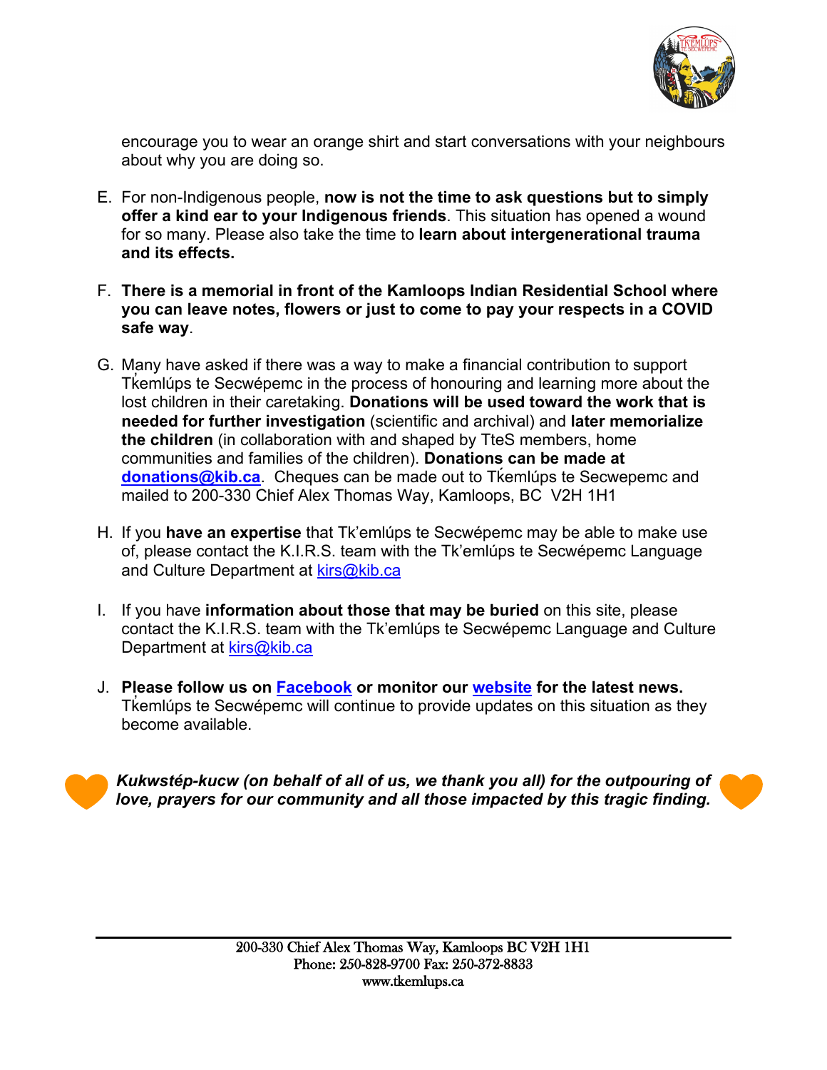encourage you to wear an orange shirt and start conversations with your neighbours about why you are doing so.

E. For non-Indigenous people, **now is not the time to ask questions but to simply offer a kind ear to your Indigenous friends**. This situation has opened a wound for so many. Please also take the time to **learn about intergenerational trauma and its effects.**

F. **There is a memorial in front of the Kamloops Indian Residential School where you can leave notes, flowers or just to come to pay your respects in a COVID safe way**.

G. Many have asked if there was a way to make a financial contribution to support Tk̓emlúps te Secwépemc in the process of honouring and learning more about the lost children in their caretaking. **Donations will be used toward the work that is needed for further investigation** (scientific and archival) and **later memorialize the children** (in collaboration with and shaped by TteS members, home communities and families of the children). **Donations can be made at [donations@kib.ca](mailto:donations@kib.ca)**. Cheques can be made out to Tk̓emlúps te Secwepemc and mailed to 200-330 Chief Alex Thomas Way, Kamloops, BC V2H 1H1

H. If you **have an expertise** that Tk'emlúps te Secwépemc may be able to make use of, please contact the K.I.R.S. team with the Tk'emlúps te Secwépemc Language and Culture Department at [kirs@kib.ca](mailto:kirs@kib.ca)

I. If you have **information about those that may be buried** on this site, please contact the K.I.R.S. team with the Tk'emlúps te Secwépemc Language and Culture Department at [kirs@kib.ca](mailto:kirs@kib.ca)

J. **Please follow us on [Facebook]() or monitor our [website]() for the latest news.** Tk̓emlúps te Secwépemc will continue to provide updates on this situation as they become available.

***Kukwstép-kucw (on behalf of all of us, we thank you all) for the outpouring of love, prayers for our community and all those impacted by this tragic finding.***